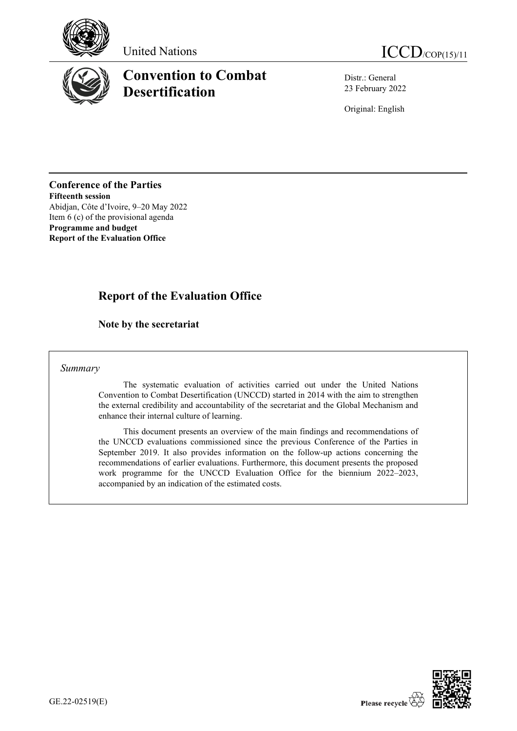United Nations

ICCD/COP(15)/11

# Convention to Combat Desertification

Distr.: General
23 February 2022

Original: English

**Conference of the Parties**
**Fifteenth session**
Abidjan, Côte d'Ivoire, 9–20 May 2022
Item 6 (c) of the provisional agenda
**Programme and budget**
**Report of the Evaluation Office**

# Report of the Evaluation Office

## Note by the secretariat

*Summary*

The systematic evaluation of activities carried out under the United Nations Convention to Combat Desertification (UNCCD) started in 2014 with the aim to strengthen the external credibility and accountability of the secretariat and the Global Mechanism and enhance their internal culture of learning.

This document presents an overview of the main findings and recommendations of the UNCCD evaluations commissioned since the previous Conference of the Parties in September 2019. It also provides information on the follow-up actions concerning the recommendations of earlier evaluations. Furthermore, this document presents the proposed work programme for the UNCCD Evaluation Office for the biennium 2022–2023, accompanied by an indication of the estimated costs.

GE.22-02519(E)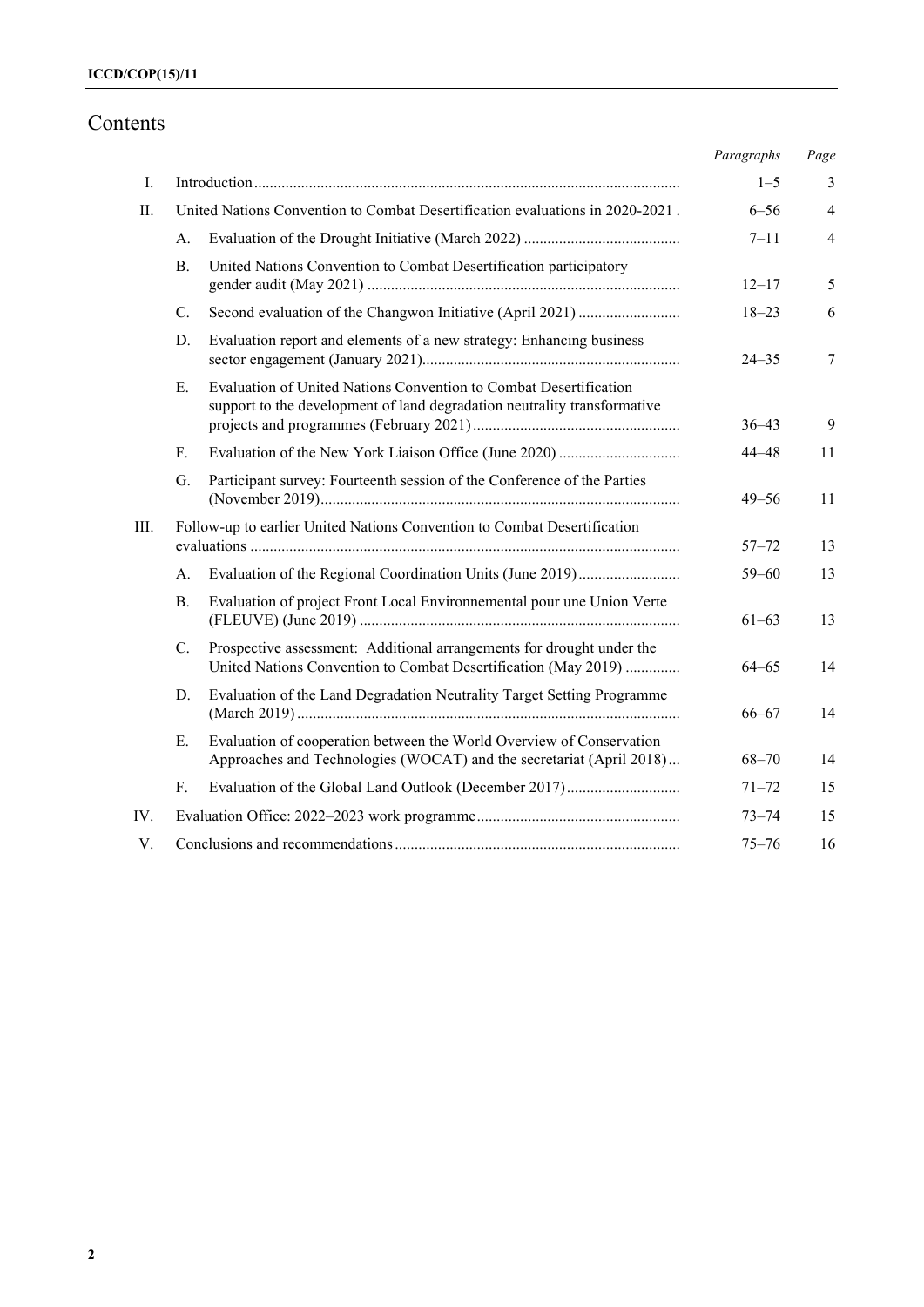# Contents

| | | | *Paragraphs* | *Page* |
|---|---|---|---|---|
| I. | Introduction | | 1–5 | 3 |
| II. | United Nations Convention to Combat Desertification evaluations in 2020-2021 | | 6–56 | 4 |
| | A. | Evaluation of the Drought Initiative (March 2022) | 7–11 | 4 |
| | B. | United Nations Convention to Combat Desertification participatory gender audit (May 2021) | 12–17 | 5 |
| | C. | Second evaluation of the Changwon Initiative (April 2021) | 18–23 | 6 |
| | D. | Evaluation report and elements of a new strategy: Enhancing business sector engagement (January 2021) | 24–35 | 7 |
| | E. | Evaluation of United Nations Convention to Combat Desertification support to the development of land degradation neutrality transformative projects and programmes (February 2021) | 36–43 | 9 |
| | F. | Evaluation of the New York Liaison Office (June 2020) | 44–48 | 11 |
| | G. | Participant survey: Fourteenth session of the Conference of the Parties (November 2019) | 49–56 | 11 |
| III. | Follow-up to earlier United Nations Convention to Combat Desertification evaluations | | 57–72 | 13 |
| | A. | Evaluation of the Regional Coordination Units (June 2019) | 59–60 | 13 |
| | B. | Evaluation of project Front Local Environnemental pour une Union Verte (FLEUVE) (June 2019) | 61–63 | 13 |
| | C. | Prospective assessment: Additional arrangements for drought under the United Nations Convention to Combat Desertification (May 2019) | 64–65 | 14 |
| | D. | Evaluation of the Land Degradation Neutrality Target Setting Programme (March 2019) | 66–67 | 14 |
| | E. | Evaluation of cooperation between the World Overview of Conservation Approaches and Technologies (WOCAT) and the secretariat (April 2018) | 68–70 | 14 |
| | F. | Evaluation of the Global Land Outlook (December 2017) | 71–72 | 15 |
| IV. | Evaluation Office: 2022–2023 work programme | | 73–74 | 15 |
| V. | Conclusions and recommendations | | 75–76 | 16 |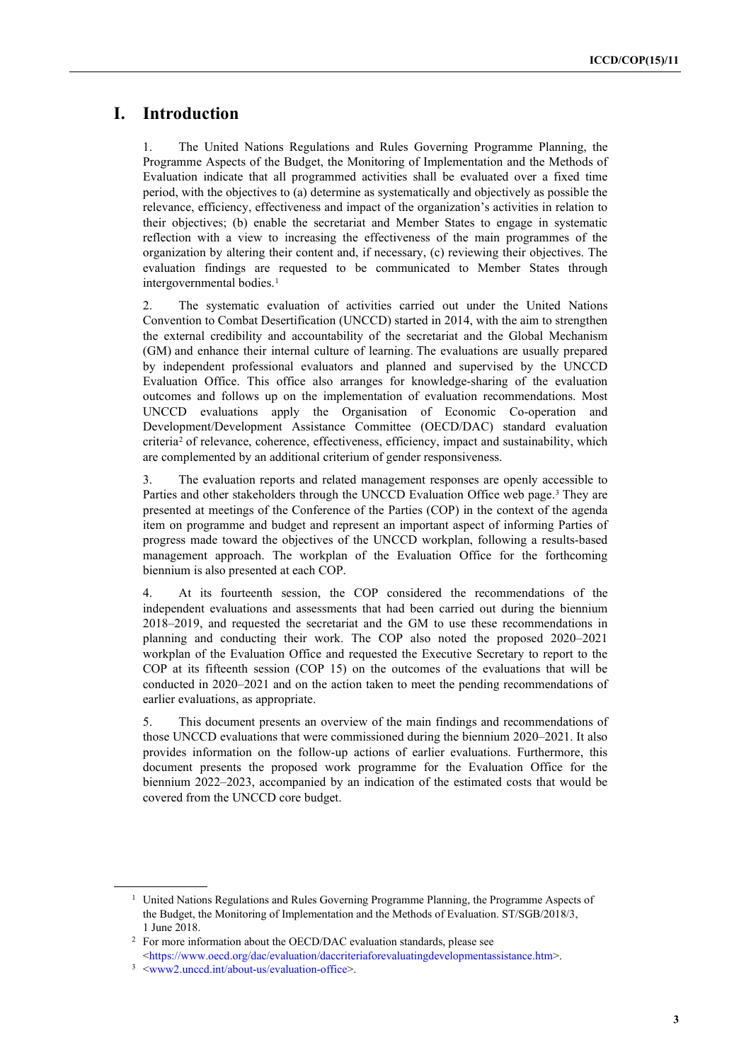# I. Introduction

1. The United Nations Regulations and Rules Governing Programme Planning, the Programme Aspects of the Budget, the Monitoring of Implementation and the Methods of Evaluation indicate that all programmed activities shall be evaluated over a fixed time period, with the objectives to (a) determine as systematically and objectively as possible the relevance, efficiency, effectiveness and impact of the organization's activities in relation to their objectives; (b) enable the secretariat and Member States to engage in systematic reflection with a view to increasing the effectiveness of the main programmes of the organization by altering their content and, if necessary, (c) reviewing their objectives. The evaluation findings are requested to be communicated to Member States through intergovernmental bodies.[1]

2. The systematic evaluation of activities carried out under the United Nations Convention to Combat Desertification (UNCCD) started in 2014, with the aim to strengthen the external credibility and accountability of the secretariat and the Global Mechanism (GM) and enhance their internal culture of learning. The evaluations are usually prepared by independent professional evaluators and planned and supervised by the UNCCD Evaluation Office. This office also arranges for knowledge-sharing of the evaluation outcomes and follows up on the implementation of evaluation recommendations. Most UNCCD evaluations apply the Organisation of Economic Co-operation and Development/Development Assistance Committee (OECD/DAC) standard evaluation criteria[2] of relevance, coherence, effectiveness, efficiency, impact and sustainability, which are complemented by an additional criterium of gender responsiveness.

3. The evaluation reports and related management responses are openly accessible to Parties and other stakeholders through the UNCCD Evaluation Office web page.[3] They are presented at meetings of the Conference of the Parties (COP) in the context of the agenda item on programme and budget and represent an important aspect of informing Parties of progress made toward the objectives of the UNCCD workplan, following a results-based management approach. The workplan of the Evaluation Office for the forthcoming biennium is also presented at each COP.

4. At its fourteenth session, the COP considered the recommendations of the independent evaluations and assessments that had been carried out during the biennium 2018–2019, and requested the secretariat and the GM to use these recommendations in planning and conducting their work. The COP also noted the proposed 2020–2021 workplan of the Evaluation Office and requested the Executive Secretary to report to the COP at its fifteenth session (COP 15) on the outcomes of the evaluations that will be conducted in 2020–2021 and on the action taken to meet the pending recommendations of earlier evaluations, as appropriate.

5. This document presents an overview of the main findings and recommendations of those UNCCD evaluations that were commissioned during the biennium 2020–2021. It also provides information on the follow-up actions of earlier evaluations. Furthermore, this document presents the proposed work programme for the Evaluation Office for the biennium 2022–2023, accompanied by an indication of the estimated costs that would be covered from the UNCCD core budget.

---

[1] United Nations Regulations and Rules Governing Programme Planning, the Programme Aspects of the Budget, the Monitoring of Implementation and the Methods of Evaluation. ST/SGB/2018/3, 1 June 2018.

[2] For more information about the OECD/DAC evaluation standards, please see <https://www.oecd.org/dac/evaluation/daccriteriaforevaluatingdevelopmentassistance.htm>.

[3] <www2.unccd.int/about-us/evaluation-office>.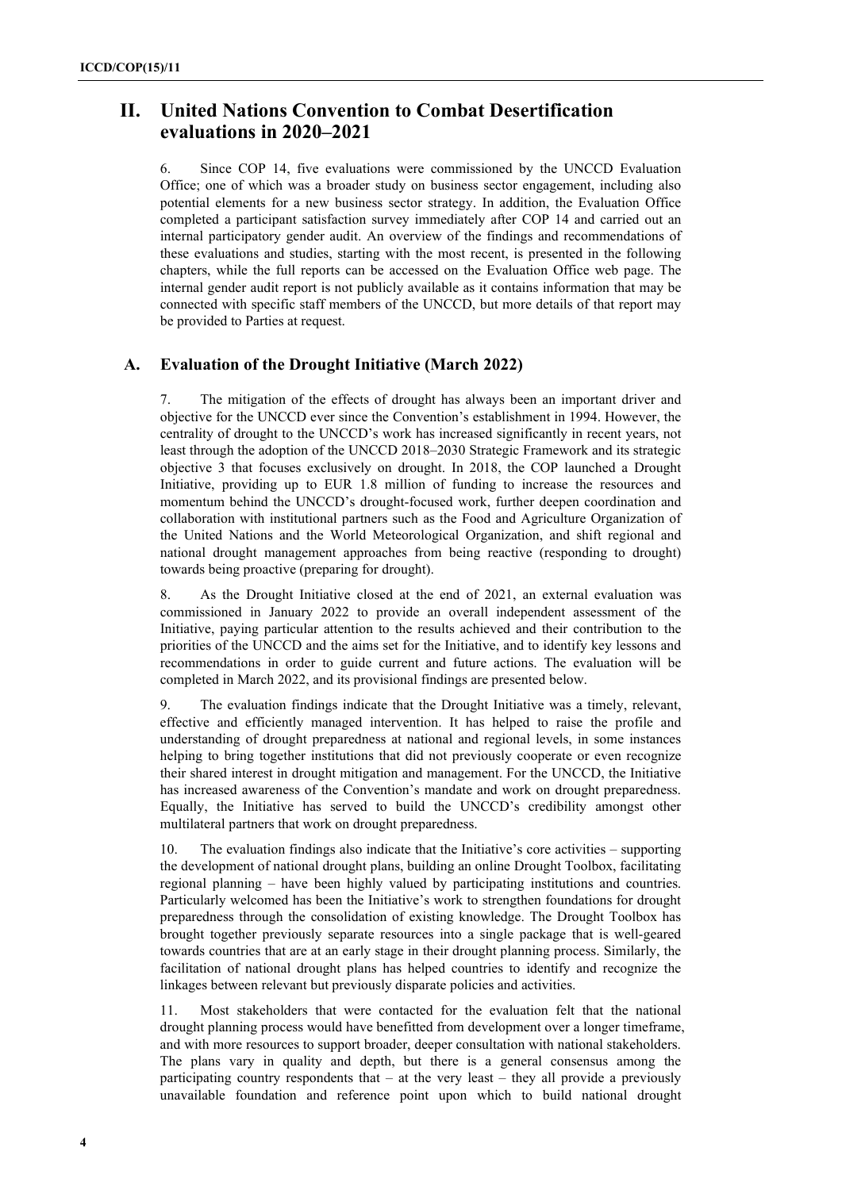## II. United Nations Convention to Combat Desertification evaluations in 2020–2021

6. Since COP 14, five evaluations were commissioned by the UNCCD Evaluation Office; one of which was a broader study on business sector engagement, including also potential elements for a new business sector strategy. In addition, the Evaluation Office completed a participant satisfaction survey immediately after COP 14 and carried out an internal participatory gender audit. An overview of the findings and recommendations of these evaluations and studies, starting with the most recent, is presented in the following chapters, while the full reports can be accessed on the Evaluation Office web page. The internal gender audit report is not publicly available as it contains information that may be connected with specific staff members of the UNCCD, but more details of that report may be provided to Parties at request.

### A. Evaluation of the Drought Initiative (March 2022)

7. The mitigation of the effects of drought has always been an important driver and objective for the UNCCD ever since the Convention's establishment in 1994. However, the centrality of drought to the UNCCD's work has increased significantly in recent years, not least through the adoption of the UNCCD 2018–2030 Strategic Framework and its strategic objective 3 that focuses exclusively on drought. In 2018, the COP launched a Drought Initiative, providing up to EUR 1.8 million of funding to increase the resources and momentum behind the UNCCD's drought-focused work, further deepen coordination and collaboration with institutional partners such as the Food and Agriculture Organization of the United Nations and the World Meteorological Organization, and shift regional and national drought management approaches from being reactive (responding to drought) towards being proactive (preparing for drought).

8. As the Drought Initiative closed at the end of 2021, an external evaluation was commissioned in January 2022 to provide an overall independent assessment of the Initiative, paying particular attention to the results achieved and their contribution to the priorities of the UNCCD and the aims set for the Initiative, and to identify key lessons and recommendations in order to guide current and future actions. The evaluation will be completed in March 2022, and its provisional findings are presented below.

9. The evaluation findings indicate that the Drought Initiative was a timely, relevant, effective and efficiently managed intervention. It has helped to raise the profile and understanding of drought preparedness at national and regional levels, in some instances helping to bring together institutions that did not previously cooperate or even recognize their shared interest in drought mitigation and management. For the UNCCD, the Initiative has increased awareness of the Convention's mandate and work on drought preparedness. Equally, the Initiative has served to build the UNCCD's credibility amongst other multilateral partners that work on drought preparedness.

10. The evaluation findings also indicate that the Initiative's core activities – supporting the development of national drought plans, building an online Drought Toolbox, facilitating regional planning – have been highly valued by participating institutions and countries. Particularly welcomed has been the Initiative's work to strengthen foundations for drought preparedness through the consolidation of existing knowledge. The Drought Toolbox has brought together previously separate resources into a single package that is well-geared towards countries that are at an early stage in their drought planning process. Similarly, the facilitation of national drought plans has helped countries to identify and recognize the linkages between relevant but previously disparate policies and activities.

11. Most stakeholders that were contacted for the evaluation felt that the national drought planning process would have benefitted from development over a longer timeframe, and with more resources to support broader, deeper consultation with national stakeholders. The plans vary in quality and depth, but there is a general consensus among the participating country respondents that – at the very least – they all provide a previously unavailable foundation and reference point upon which to build national drought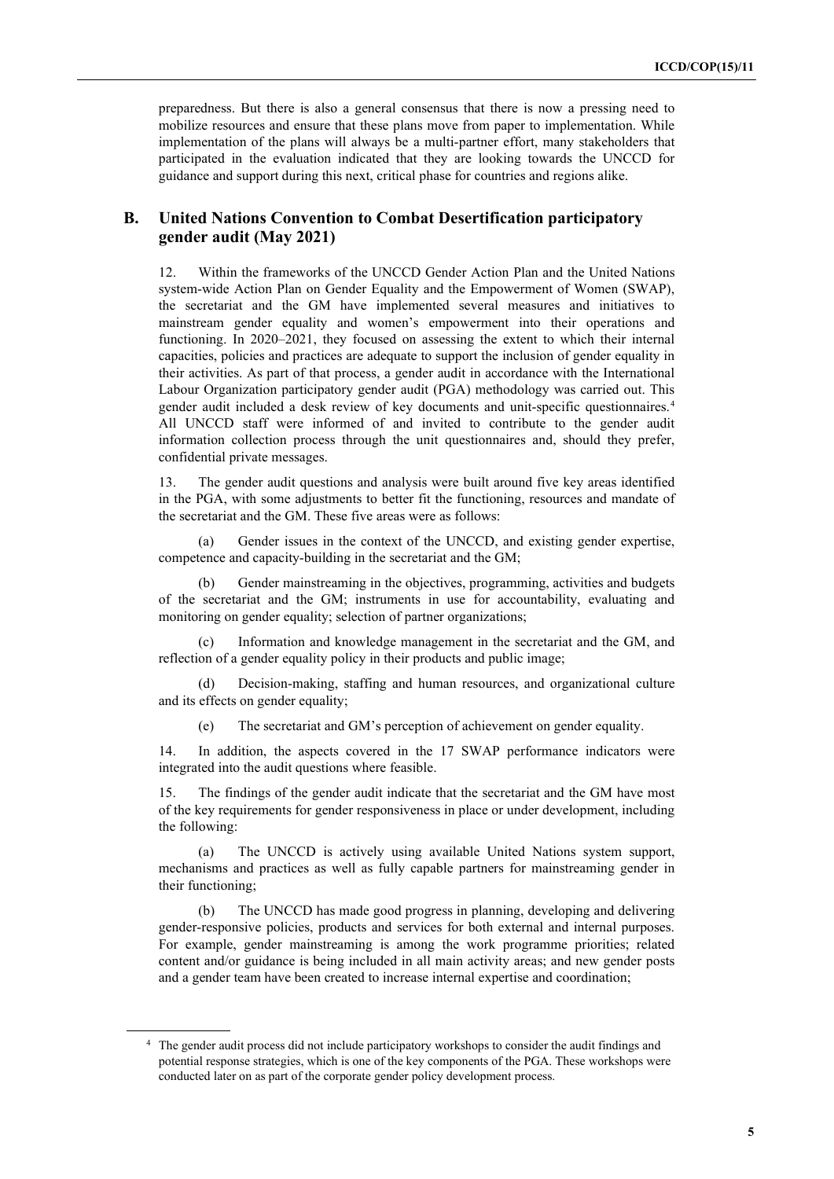preparedness. But there is also a general consensus that there is now a pressing need to mobilize resources and ensure that these plans move from paper to implementation. While implementation of the plans will always be a multi-partner effort, many stakeholders that participated in the evaluation indicated that they are looking towards the UNCCD for guidance and support during this next, critical phase for countries and regions alike.

## B. United Nations Convention to Combat Desertification participatory gender audit (May 2021)

12. Within the frameworks of the UNCCD Gender Action Plan and the United Nations system-wide Action Plan on Gender Equality and the Empowerment of Women (SWAP), the secretariat and the GM have implemented several measures and initiatives to mainstream gender equality and women's empowerment into their operations and functioning. In 2020–2021, they focused on assessing the extent to which their internal capacities, policies and practices are adequate to support the inclusion of gender equality in their activities. As part of that process, a gender audit in accordance with the International Labour Organization participatory gender audit (PGA) methodology was carried out. This gender audit included a desk review of key documents and unit-specific questionnaires.[4] All UNCCD staff were informed of and invited to contribute to the gender audit information collection process through the unit questionnaires and, should they prefer, confidential private messages.

13. The gender audit questions and analysis were built around five key areas identified in the PGA, with some adjustments to better fit the functioning, resources and mandate of the secretariat and the GM. These five areas were as follows:

(a) Gender issues in the context of the UNCCD, and existing gender expertise, competence and capacity-building in the secretariat and the GM;

(b) Gender mainstreaming in the objectives, programming, activities and budgets of the secretariat and the GM; instruments in use for accountability, evaluating and monitoring on gender equality; selection of partner organizations;

(c) Information and knowledge management in the secretariat and the GM, and reflection of a gender equality policy in their products and public image;

(d) Decision-making, staffing and human resources, and organizational culture and its effects on gender equality;

(e) The secretariat and GM's perception of achievement on gender equality.

14. In addition, the aspects covered in the 17 SWAP performance indicators were integrated into the audit questions where feasible.

15. The findings of the gender audit indicate that the secretariat and the GM have most of the key requirements for gender responsiveness in place or under development, including the following:

(a) The UNCCD is actively using available United Nations system support, mechanisms and practices as well as fully capable partners for mainstreaming gender in their functioning;

(b) The UNCCD has made good progress in planning, developing and delivering gender-responsive policies, products and services for both external and internal purposes. For example, gender mainstreaming is among the work programme priorities; related content and/or guidance is being included in all main activity areas; and new gender posts and a gender team have been created to increase internal expertise and coordination;

---

[4] The gender audit process did not include participatory workshops to consider the audit findings and potential response strategies, which is one of the key components of the PGA. These workshops were conducted later on as part of the corporate gender policy development process.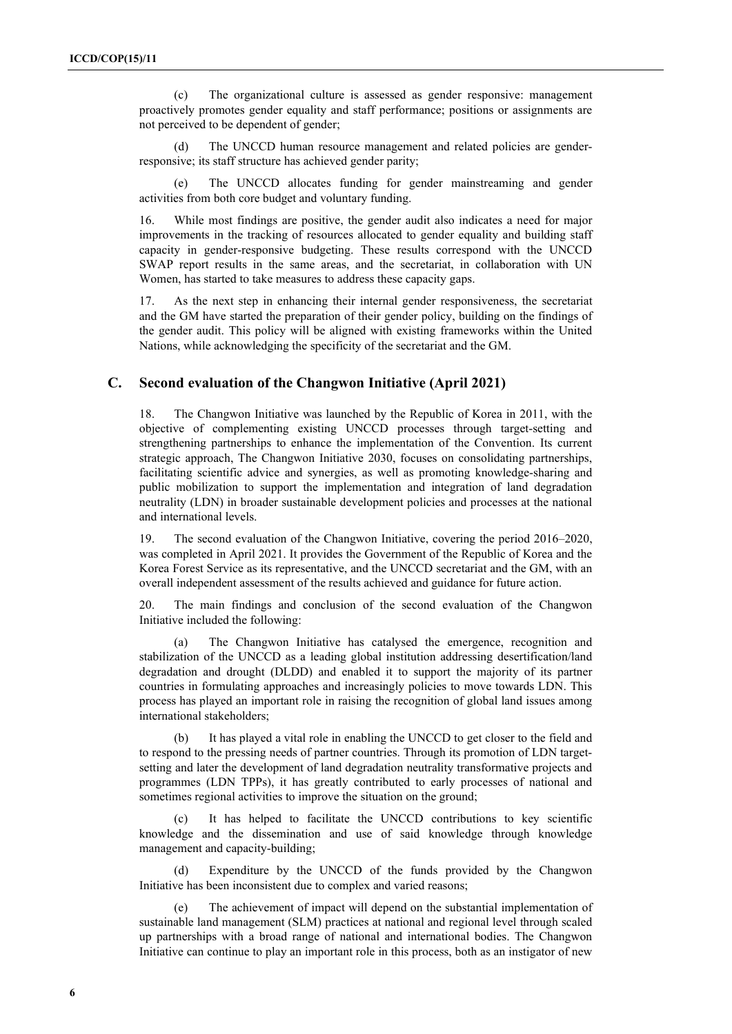(c) The organizational culture is assessed as gender responsive: management proactively promotes gender equality and staff performance; positions or assignments are not perceived to be dependent of gender;

(d) The UNCCD human resource management and related policies are gender-responsive; its staff structure has achieved gender parity;

(e) The UNCCD allocates funding for gender mainstreaming and gender activities from both core budget and voluntary funding.

16. While most findings are positive, the gender audit also indicates a need for major improvements in the tracking of resources allocated to gender equality and building staff capacity in gender-responsive budgeting. These results correspond with the UNCCD SWAP report results in the same areas, and the secretariat, in collaboration with UN Women, has started to take measures to address these capacity gaps.

17. As the next step in enhancing their internal gender responsiveness, the secretariat and the GM have started the preparation of their gender policy, building on the findings of the gender audit. This policy will be aligned with existing frameworks within the United Nations, while acknowledging the specificity of the secretariat and the GM.

## C. Second evaluation of the Changwon Initiative (April 2021)

18. The Changwon Initiative was launched by the Republic of Korea in 2011, with the objective of complementing existing UNCCD processes through target-setting and strengthening partnerships to enhance the implementation of the Convention. Its current strategic approach, The Changwon Initiative 2030, focuses on consolidating partnerships, facilitating scientific advice and synergies, as well as promoting knowledge-sharing and public mobilization to support the implementation and integration of land degradation neutrality (LDN) in broader sustainable development policies and processes at the national and international levels.

19. The second evaluation of the Changwon Initiative, covering the period 2016–2020, was completed in April 2021. It provides the Government of the Republic of Korea and the Korea Forest Service as its representative, and the UNCCD secretariat and the GM, with an overall independent assessment of the results achieved and guidance for future action.

20. The main findings and conclusion of the second evaluation of the Changwon Initiative included the following:

(a) The Changwon Initiative has catalysed the emergence, recognition and stabilization of the UNCCD as a leading global institution addressing desertification/land degradation and drought (DLDD) and enabled it to support the majority of its partner countries in formulating approaches and increasingly policies to move towards LDN. This process has played an important role in raising the recognition of global land issues among international stakeholders;

(b) It has played a vital role in enabling the UNCCD to get closer to the field and to respond to the pressing needs of partner countries. Through its promotion of LDN target-setting and later the development of land degradation neutrality transformative projects and programmes (LDN TPPs), it has greatly contributed to early processes of national and sometimes regional activities to improve the situation on the ground;

(c) It has helped to facilitate the UNCCD contributions to key scientific knowledge and the dissemination and use of said knowledge through knowledge management and capacity-building;

(d) Expenditure by the UNCCD of the funds provided by the Changwon Initiative has been inconsistent due to complex and varied reasons;

(e) The achievement of impact will depend on the substantial implementation of sustainable land management (SLM) practices at national and regional level through scaled up partnerships with a broad range of national and international bodies. The Changwon Initiative can continue to play an important role in this process, both as an instigator of new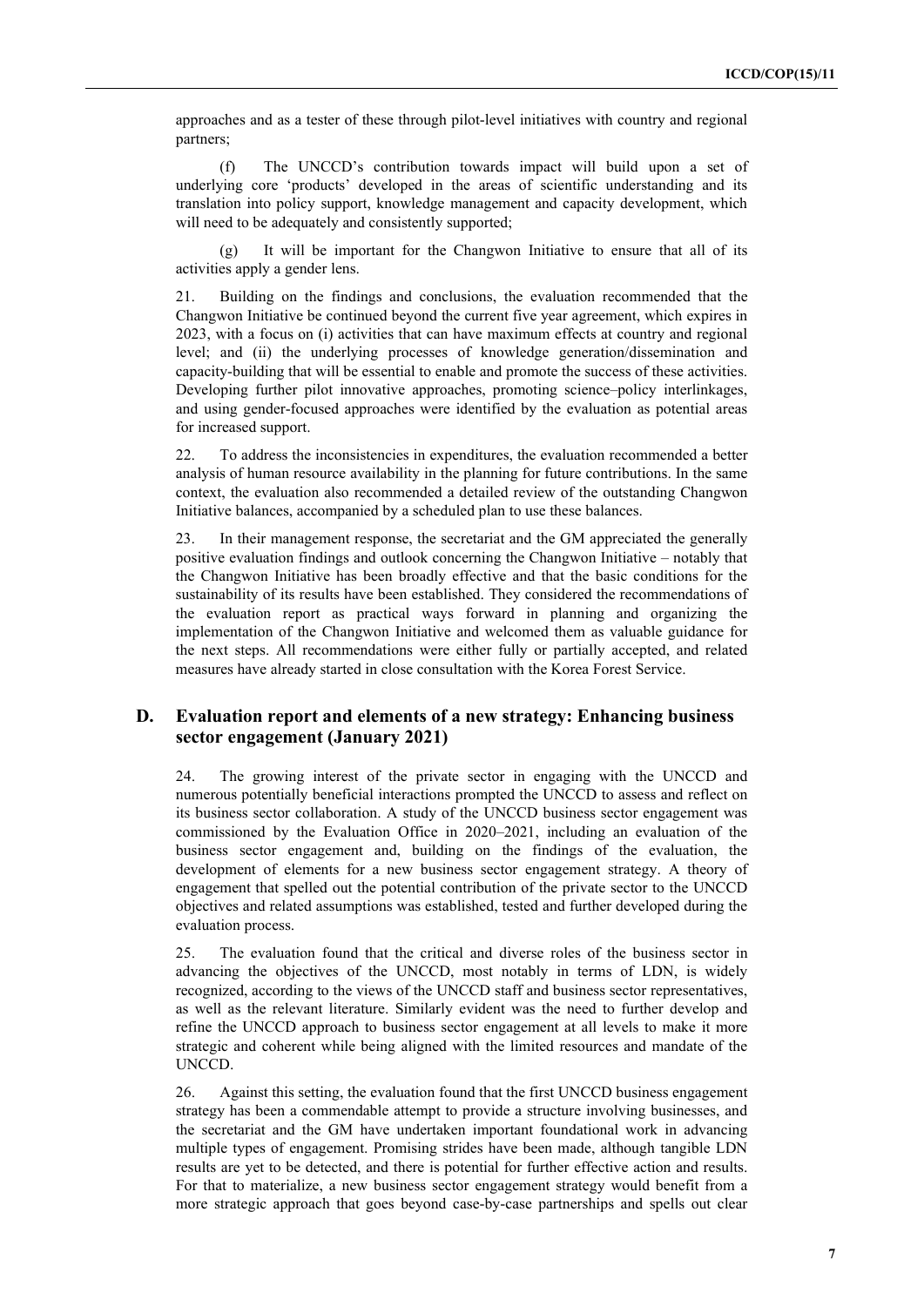approaches and as a tester of these through pilot-level initiatives with country and regional partners;

(f) The UNCCD's contribution towards impact will build upon a set of underlying core 'products' developed in the areas of scientific understanding and its translation into policy support, knowledge management and capacity development, which will need to be adequately and consistently supported;

(g) It will be important for the Changwon Initiative to ensure that all of its activities apply a gender lens.

21. Building on the findings and conclusions, the evaluation recommended that the Changwon Initiative be continued beyond the current five year agreement, which expires in 2023, with a focus on (i) activities that can have maximum effects at country and regional level; and (ii) the underlying processes of knowledge generation/dissemination and capacity-building that will be essential to enable and promote the success of these activities. Developing further pilot innovative approaches, promoting science–policy interlinkages, and using gender-focused approaches were identified by the evaluation as potential areas for increased support.

22. To address the inconsistencies in expenditures, the evaluation recommended a better analysis of human resource availability in the planning for future contributions. In the same context, the evaluation also recommended a detailed review of the outstanding Changwon Initiative balances, accompanied by a scheduled plan to use these balances.

23. In their management response, the secretariat and the GM appreciated the generally positive evaluation findings and outlook concerning the Changwon Initiative – notably that the Changwon Initiative has been broadly effective and that the basic conditions for the sustainability of its results have been established. They considered the recommendations of the evaluation report as practical ways forward in planning and organizing the implementation of the Changwon Initiative and welcomed them as valuable guidance for the next steps. All recommendations were either fully or partially accepted, and related measures have already started in close consultation with the Korea Forest Service.

## D. Evaluation report and elements of a new strategy: Enhancing business sector engagement (January 2021)

24. The growing interest of the private sector in engaging with the UNCCD and numerous potentially beneficial interactions prompted the UNCCD to assess and reflect on its business sector collaboration. A study of the UNCCD business sector engagement was commissioned by the Evaluation Office in 2020–2021, including an evaluation of the business sector engagement and, building on the findings of the evaluation, the development of elements for a new business sector engagement strategy. A theory of engagement that spelled out the potential contribution of the private sector to the UNCCD objectives and related assumptions was established, tested and further developed during the evaluation process.

25. The evaluation found that the critical and diverse roles of the business sector in advancing the objectives of the UNCCD, most notably in terms of LDN, is widely recognized, according to the views of the UNCCD staff and business sector representatives, as well as the relevant literature. Similarly evident was the need to further develop and refine the UNCCD approach to business sector engagement at all levels to make it more strategic and coherent while being aligned with the limited resources and mandate of the UNCCD.

26. Against this setting, the evaluation found that the first UNCCD business engagement strategy has been a commendable attempt to provide a structure involving businesses, and the secretariat and the GM have undertaken important foundational work in advancing multiple types of engagement. Promising strides have been made, although tangible LDN results are yet to be detected, and there is potential for further effective action and results. For that to materialize, a new business sector engagement strategy would benefit from a more strategic approach that goes beyond case-by-case partnerships and spells out clear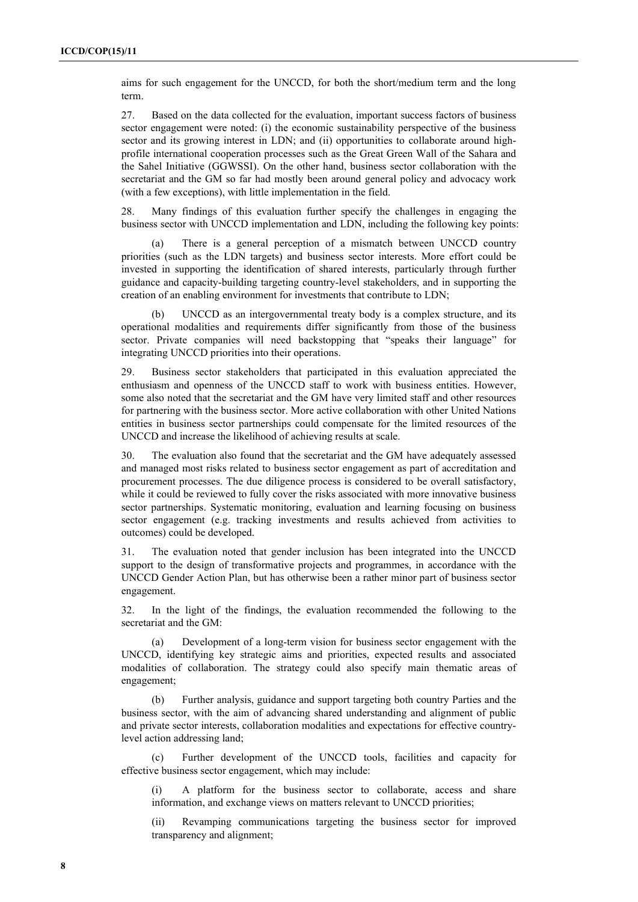aims for such engagement for the UNCCD, for both the short/medium term and the long term.

27. Based on the data collected for the evaluation, important success factors of business sector engagement were noted: (i) the economic sustainability perspective of the business sector and its growing interest in LDN; and (ii) opportunities to collaborate around high-profile international cooperation processes such as the Great Green Wall of the Sahara and the Sahel Initiative (GGWSSI). On the other hand, business sector collaboration with the secretariat and the GM so far had mostly been around general policy and advocacy work (with a few exceptions), with little implementation in the field.

28. Many findings of this evaluation further specify the challenges in engaging the business sector with UNCCD implementation and LDN, including the following key points:

(a) There is a general perception of a mismatch between UNCCD country priorities (such as the LDN targets) and business sector interests. More effort could be invested in supporting the identification of shared interests, particularly through further guidance and capacity-building targeting country-level stakeholders, and in supporting the creation of an enabling environment for investments that contribute to LDN;

(b) UNCCD as an intergovernmental treaty body is a complex structure, and its operational modalities and requirements differ significantly from those of the business sector. Private companies will need backstopping that "speaks their language" for integrating UNCCD priorities into their operations.

29. Business sector stakeholders that participated in this evaluation appreciated the enthusiasm and openness of the UNCCD staff to work with business entities. However, some also noted that the secretariat and the GM have very limited staff and other resources for partnering with the business sector. More active collaboration with other United Nations entities in business sector partnerships could compensate for the limited resources of the UNCCD and increase the likelihood of achieving results at scale.

30. The evaluation also found that the secretariat and the GM have adequately assessed and managed most risks related to business sector engagement as part of accreditation and procurement processes. The due diligence process is considered to be overall satisfactory, while it could be reviewed to fully cover the risks associated with more innovative business sector partnerships. Systematic monitoring, evaluation and learning focusing on business sector engagement (e.g. tracking investments and results achieved from activities to outcomes) could be developed.

31. The evaluation noted that gender inclusion has been integrated into the UNCCD support to the design of transformative projects and programmes, in accordance with the UNCCD Gender Action Plan, but has otherwise been a rather minor part of business sector engagement.

32. In the light of the findings, the evaluation recommended the following to the secretariat and the GM:

(a) Development of a long-term vision for business sector engagement with the UNCCD, identifying key strategic aims and priorities, expected results and associated modalities of collaboration. The strategy could also specify main thematic areas of engagement;

(b) Further analysis, guidance and support targeting both country Parties and the business sector, with the aim of advancing shared understanding and alignment of public and private sector interests, collaboration modalities and expectations for effective country-level action addressing land;

(c) Further development of the UNCCD tools, facilities and capacity for effective business sector engagement, which may include:

(i) A platform for the business sector to collaborate, access and share information, and exchange views on matters relevant to UNCCD priorities;

(ii) Revamping communications targeting the business sector for improved transparency and alignment;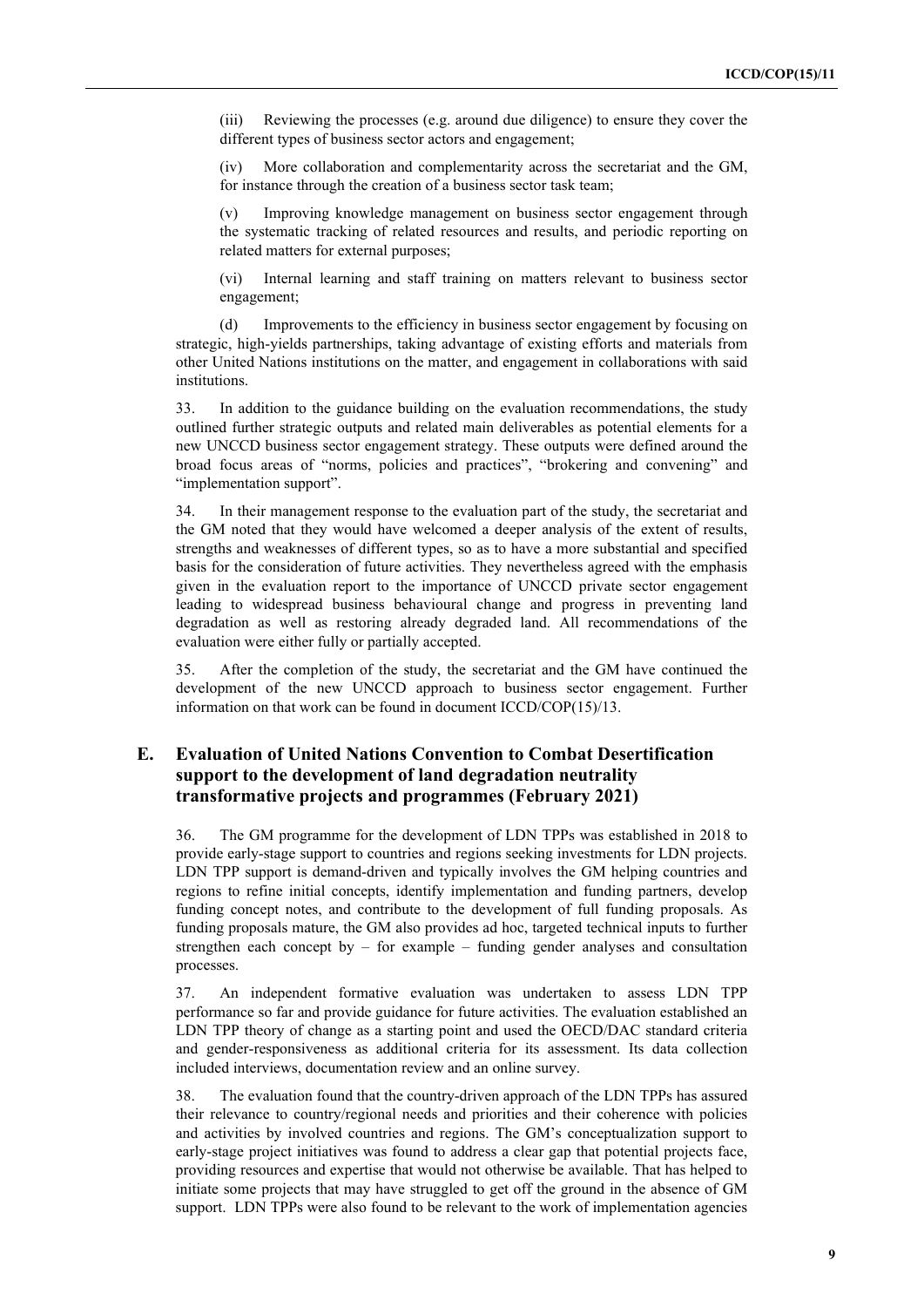(iii) Reviewing the processes (e.g. around due diligence) to ensure they cover the different types of business sector actors and engagement;

(iv) More collaboration and complementarity across the secretariat and the GM, for instance through the creation of a business sector task team;

(v) Improving knowledge management on business sector engagement through the systematic tracking of related resources and results, and periodic reporting on related matters for external purposes;

(vi) Internal learning and staff training on matters relevant to business sector engagement;

(d) Improvements to the efficiency in business sector engagement by focusing on strategic, high-yields partnerships, taking advantage of existing efforts and materials from other United Nations institutions on the matter, and engagement in collaborations with said institutions.

33. In addition to the guidance building on the evaluation recommendations, the study outlined further strategic outputs and related main deliverables as potential elements for a new UNCCD business sector engagement strategy. These outputs were defined around the broad focus areas of "norms, policies and practices", "brokering and convening" and "implementation support".

34. In their management response to the evaluation part of the study, the secretariat and the GM noted that they would have welcomed a deeper analysis of the extent of results, strengths and weaknesses of different types, so as to have a more substantial and specified basis for the consideration of future activities. They nevertheless agreed with the emphasis given in the evaluation report to the importance of UNCCD private sector engagement leading to widespread business behavioural change and progress in preventing land degradation as well as restoring already degraded land. All recommendations of the evaluation were either fully or partially accepted.

35. After the completion of the study, the secretariat and the GM have continued the development of the new UNCCD approach to business sector engagement. Further information on that work can be found in document ICCD/COP(15)/13.

## E. Evaluation of United Nations Convention to Combat Desertification support to the development of land degradation neutrality transformative projects and programmes (February 2021)

36. The GM programme for the development of LDN TPPs was established in 2018 to provide early-stage support to countries and regions seeking investments for LDN projects. LDN TPP support is demand-driven and typically involves the GM helping countries and regions to refine initial concepts, identify implementation and funding partners, develop funding concept notes, and contribute to the development of full funding proposals. As funding proposals mature, the GM also provides ad hoc, targeted technical inputs to further strengthen each concept by – for example – funding gender analyses and consultation processes.

37. An independent formative evaluation was undertaken to assess LDN TPP performance so far and provide guidance for future activities. The evaluation established an LDN TPP theory of change as a starting point and used the OECD/DAC standard criteria and gender-responsiveness as additional criteria for its assessment. Its data collection included interviews, documentation review and an online survey.

38. The evaluation found that the country-driven approach of the LDN TPPs has assured their relevance to country/regional needs and priorities and their coherence with policies and activities by involved countries and regions. The GM's conceptualization support to early-stage project initiatives was found to address a clear gap that potential projects face, providing resources and expertise that would not otherwise be available. That has helped to initiate some projects that may have struggled to get off the ground in the absence of GM support. LDN TPPs were also found to be relevant to the work of implementation agencies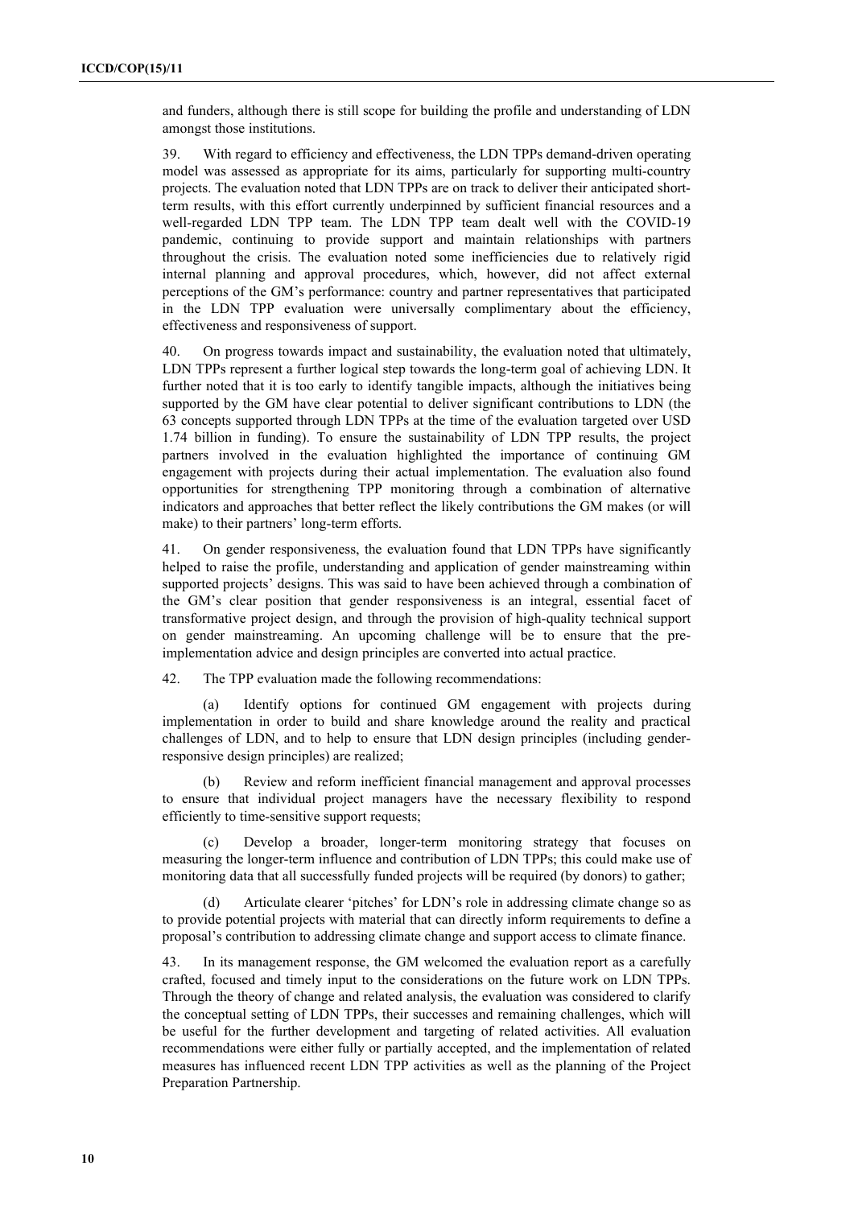and funders, although there is still scope for building the profile and understanding of LDN amongst those institutions.

39. With regard to efficiency and effectiveness, the LDN TPPs demand-driven operating model was assessed as appropriate for its aims, particularly for supporting multi-country projects. The evaluation noted that LDN TPPs are on track to deliver their anticipated short-term results, with this effort currently underpinned by sufficient financial resources and a well-regarded LDN TPP team. The LDN TPP team dealt well with the COVID-19 pandemic, continuing to provide support and maintain relationships with partners throughout the crisis. The evaluation noted some inefficiencies due to relatively rigid internal planning and approval procedures, which, however, did not affect external perceptions of the GM's performance: country and partner representatives that participated in the LDN TPP evaluation were universally complimentary about the efficiency, effectiveness and responsiveness of support.

40. On progress towards impact and sustainability, the evaluation noted that ultimately, LDN TPPs represent a further logical step towards the long-term goal of achieving LDN. It further noted that it is too early to identify tangible impacts, although the initiatives being supported by the GM have clear potential to deliver significant contributions to LDN (the 63 concepts supported through LDN TPPs at the time of the evaluation targeted over USD 1.74 billion in funding). To ensure the sustainability of LDN TPP results, the project partners involved in the evaluation highlighted the importance of continuing GM engagement with projects during their actual implementation. The evaluation also found opportunities for strengthening TPP monitoring through a combination of alternative indicators and approaches that better reflect the likely contributions the GM makes (or will make) to their partners' long-term efforts.

41. On gender responsiveness, the evaluation found that LDN TPPs have significantly helped to raise the profile, understanding and application of gender mainstreaming within supported projects' designs. This was said to have been achieved through a combination of the GM's clear position that gender responsiveness is an integral, essential facet of transformative project design, and through the provision of high-quality technical support on gender mainstreaming. An upcoming challenge will be to ensure that the pre-implementation advice and design principles are converted into actual practice.

42. The TPP evaluation made the following recommendations:

(a) Identify options for continued GM engagement with projects during implementation in order to build and share knowledge around the reality and practical challenges of LDN, and to help to ensure that LDN design principles (including gender-responsive design principles) are realized;

(b) Review and reform inefficient financial management and approval processes to ensure that individual project managers have the necessary flexibility to respond efficiently to time-sensitive support requests;

(c) Develop a broader, longer-term monitoring strategy that focuses on measuring the longer-term influence and contribution of LDN TPPs; this could make use of monitoring data that all successfully funded projects will be required (by donors) to gather;

(d) Articulate clearer 'pitches' for LDN's role in addressing climate change so as to provide potential projects with material that can directly inform requirements to define a proposal's contribution to addressing climate change and support access to climate finance.

43. In its management response, the GM welcomed the evaluation report as a carefully crafted, focused and timely input to the considerations on the future work on LDN TPPs. Through the theory of change and related analysis, the evaluation was considered to clarify the conceptual setting of LDN TPPs, their successes and remaining challenges, which will be useful for the further development and targeting of related activities. All evaluation recommendations were either fully or partially accepted, and the implementation of related measures has influenced recent LDN TPP activities as well as the planning of the Project Preparation Partnership.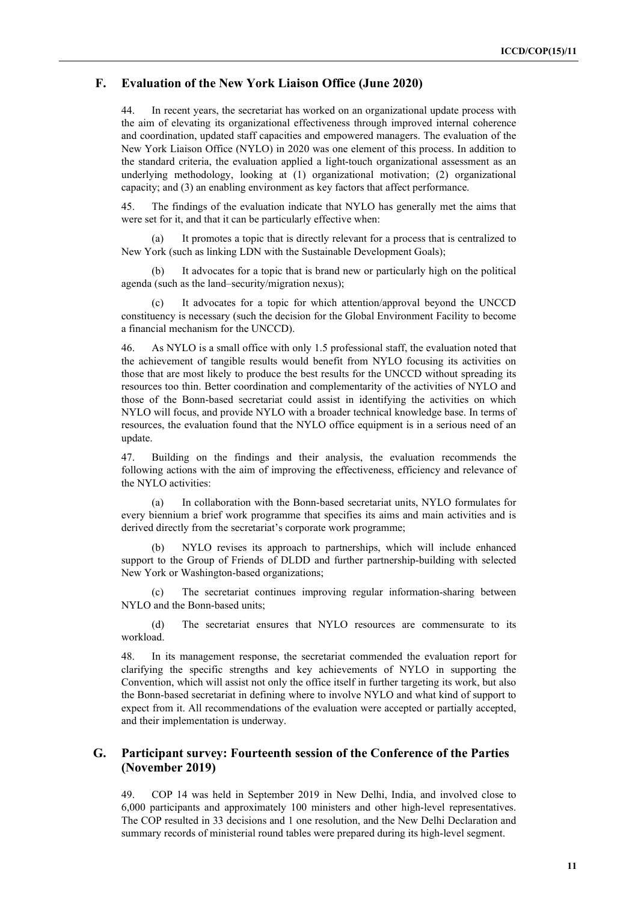## F. Evaluation of the New York Liaison Office (June 2020)

44. In recent years, the secretariat has worked on an organizational update process with the aim of elevating its organizational effectiveness through improved internal coherence and coordination, updated staff capacities and empowered managers. The evaluation of the New York Liaison Office (NYLO) in 2020 was one element of this process. In addition to the standard criteria, the evaluation applied a light-touch organizational assessment as an underlying methodology, looking at (1) organizational motivation; (2) organizational capacity; and (3) an enabling environment as key factors that affect performance.

45. The findings of the evaluation indicate that NYLO has generally met the aims that were set for it, and that it can be particularly effective when:

(a) It promotes a topic that is directly relevant for a process that is centralized to New York (such as linking LDN with the Sustainable Development Goals);

(b) It advocates for a topic that is brand new or particularly high on the political agenda (such as the land–security/migration nexus);

(c) It advocates for a topic for which attention/approval beyond the UNCCD constituency is necessary (such the decision for the Global Environment Facility to become a financial mechanism for the UNCCD).

46. As NYLO is a small office with only 1.5 professional staff, the evaluation noted that the achievement of tangible results would benefit from NYLO focusing its activities on those that are most likely to produce the best results for the UNCCD without spreading its resources too thin. Better coordination and complementarity of the activities of NYLO and those of the Bonn-based secretariat could assist in identifying the activities on which NYLO will focus, and provide NYLO with a broader technical knowledge base. In terms of resources, the evaluation found that the NYLO office equipment is in a serious need of an update.

47. Building on the findings and their analysis, the evaluation recommends the following actions with the aim of improving the effectiveness, efficiency and relevance of the NYLO activities:

(a) In collaboration with the Bonn-based secretariat units, NYLO formulates for every biennium a brief work programme that specifies its aims and main activities and is derived directly from the secretariat's corporate work programme;

(b) NYLO revises its approach to partnerships, which will include enhanced support to the Group of Friends of DLDD and further partnership-building with selected New York or Washington-based organizations;

(c) The secretariat continues improving regular information-sharing between NYLO and the Bonn-based units;

(d) The secretariat ensures that NYLO resources are commensurate to its workload.

48. In its management response, the secretariat commended the evaluation report for clarifying the specific strengths and key achievements of NYLO in supporting the Convention, which will assist not only the office itself in further targeting its work, but also the Bonn-based secretariat in defining where to involve NYLO and what kind of support to expect from it. All recommendations of the evaluation were accepted or partially accepted, and their implementation is underway.

## G. Participant survey: Fourteenth session of the Conference of the Parties (November 2019)

49. COP 14 was held in September 2019 in New Delhi, India, and involved close to 6,000 participants and approximately 100 ministers and other high-level representatives. The COP resulted in 33 decisions and 1 one resolution, and the New Delhi Declaration and summary records of ministerial round tables were prepared during its high-level segment.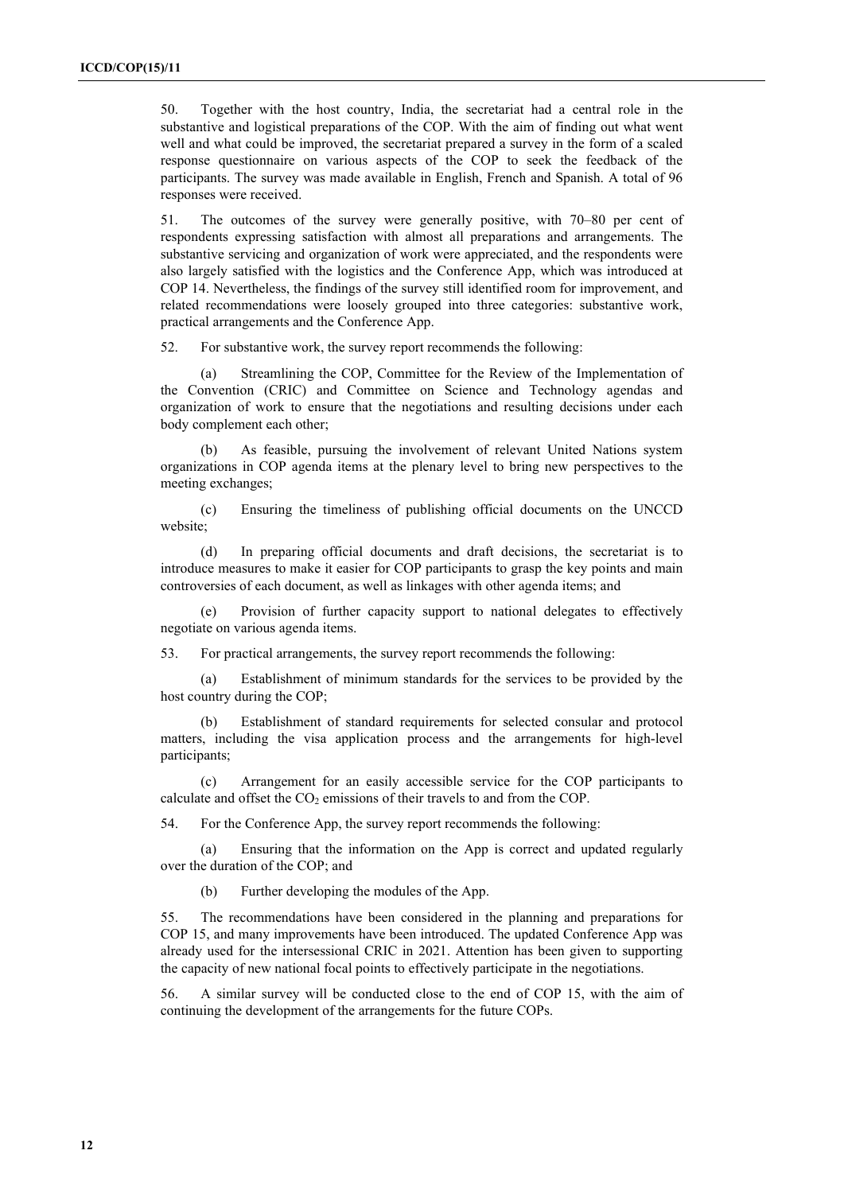50. Together with the host country, India, the secretariat had a central role in the substantive and logistical preparations of the COP. With the aim of finding out what went well and what could be improved, the secretariat prepared a survey in the form of a scaled response questionnaire on various aspects of the COP to seek the feedback of the participants. The survey was made available in English, French and Spanish. A total of 96 responses were received.

51. The outcomes of the survey were generally positive, with 70–80 per cent of respondents expressing satisfaction with almost all preparations and arrangements. The substantive servicing and organization of work were appreciated, and the respondents were also largely satisfied with the logistics and the Conference App, which was introduced at COP 14. Nevertheless, the findings of the survey still identified room for improvement, and related recommendations were loosely grouped into three categories: substantive work, practical arrangements and the Conference App.

52. For substantive work, the survey report recommends the following:

(a) Streamlining the COP, Committee for the Review of the Implementation of the Convention (CRIC) and Committee on Science and Technology agendas and organization of work to ensure that the negotiations and resulting decisions under each body complement each other;

(b) As feasible, pursuing the involvement of relevant United Nations system organizations in COP agenda items at the plenary level to bring new perspectives to the meeting exchanges;

(c) Ensuring the timeliness of publishing official documents on the UNCCD website;

(d) In preparing official documents and draft decisions, the secretariat is to introduce measures to make it easier for COP participants to grasp the key points and main controversies of each document, as well as linkages with other agenda items; and

(e) Provision of further capacity support to national delegates to effectively negotiate on various agenda items.

53. For practical arrangements, the survey report recommends the following:

(a) Establishment of minimum standards for the services to be provided by the host country during the COP;

(b) Establishment of standard requirements for selected consular and protocol matters, including the visa application process and the arrangements for high-level participants;

(c) Arrangement for an easily accessible service for the COP participants to calculate and offset the $CO_2$ emissions of their travels to and from the COP.

54. For the Conference App, the survey report recommends the following:

(a) Ensuring that the information on the App is correct and updated regularly over the duration of the COP; and

(b) Further developing the modules of the App.

55. The recommendations have been considered in the planning and preparations for COP 15, and many improvements have been introduced. The updated Conference App was already used for the intersessional CRIC in 2021. Attention has been given to supporting the capacity of new national focal points to effectively participate in the negotiations.

56. A similar survey will be conducted close to the end of COP 15, with the aim of continuing the development of the arrangements for the future COPs.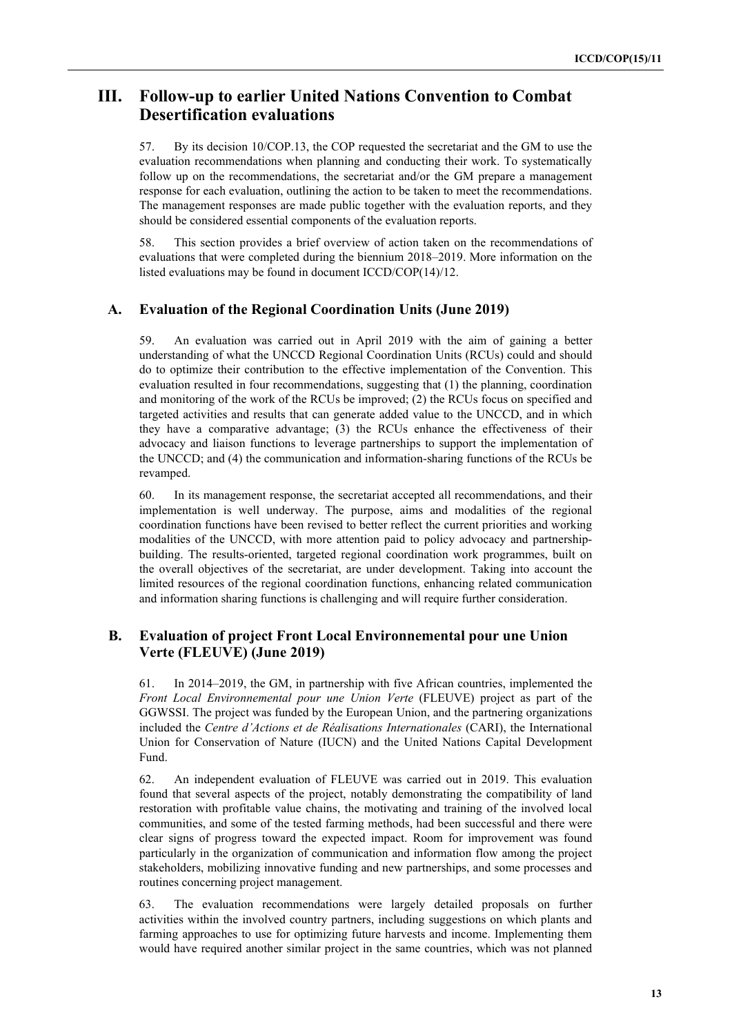# III. Follow-up to earlier United Nations Convention to Combat Desertification evaluations

57. By its decision 10/COP.13, the COP requested the secretariat and the GM to use the evaluation recommendations when planning and conducting their work. To systematically follow up on the recommendations, the secretariat and/or the GM prepare a management response for each evaluation, outlining the action to be taken to meet the recommendations. The management responses are made public together with the evaluation reports, and they should be considered essential components of the evaluation reports.

58. This section provides a brief overview of action taken on the recommendations of evaluations that were completed during the biennium 2018–2019. More information on the listed evaluations may be found in document ICCD/COP(14)/12.

## A. Evaluation of the Regional Coordination Units (June 2019)

59. An evaluation was carried out in April 2019 with the aim of gaining a better understanding of what the UNCCD Regional Coordination Units (RCUs) could and should do to optimize their contribution to the effective implementation of the Convention. This evaluation resulted in four recommendations, suggesting that (1) the planning, coordination and monitoring of the work of the RCUs be improved; (2) the RCUs focus on specified and targeted activities and results that can generate added value to the UNCCD, and in which they have a comparative advantage; (3) the RCUs enhance the effectiveness of their advocacy and liaison functions to leverage partnerships to support the implementation of the UNCCD; and (4) the communication and information-sharing functions of the RCUs be revamped.

60. In its management response, the secretariat accepted all recommendations, and their implementation is well underway. The purpose, aims and modalities of the regional coordination functions have been revised to better reflect the current priorities and working modalities of the UNCCD, with more attention paid to policy advocacy and partnership-building. The results-oriented, targeted regional coordination work programmes, built on the overall objectives of the secretariat, are under development. Taking into account the limited resources of the regional coordination functions, enhancing related communication and information sharing functions is challenging and will require further consideration.

## B. Evaluation of project Front Local Environnemental pour une Union Verte (FLEUVE) (June 2019)

61. In 2014–2019, the GM, in partnership with five African countries, implemented the *Front Local Environnemental pour une Union Verte* (FLEUVE) project as part of the GGWSSI. The project was funded by the European Union, and the partnering organizations included the *Centre d'Actions et de Réalisations Internationales* (CARI), the International Union for Conservation of Nature (IUCN) and the United Nations Capital Development Fund.

62. An independent evaluation of FLEUVE was carried out in 2019. This evaluation found that several aspects of the project, notably demonstrating the compatibility of land restoration with profitable value chains, the motivating and training of the involved local communities, and some of the tested farming methods, had been successful and there were clear signs of progress toward the expected impact. Room for improvement was found particularly in the organization of communication and information flow among the project stakeholders, mobilizing innovative funding and new partnerships, and some processes and routines concerning project management.

63. The evaluation recommendations were largely detailed proposals on further activities within the involved country partners, including suggestions on which plants and farming approaches to use for optimizing future harvests and income. Implementing them would have required another similar project in the same countries, which was not planned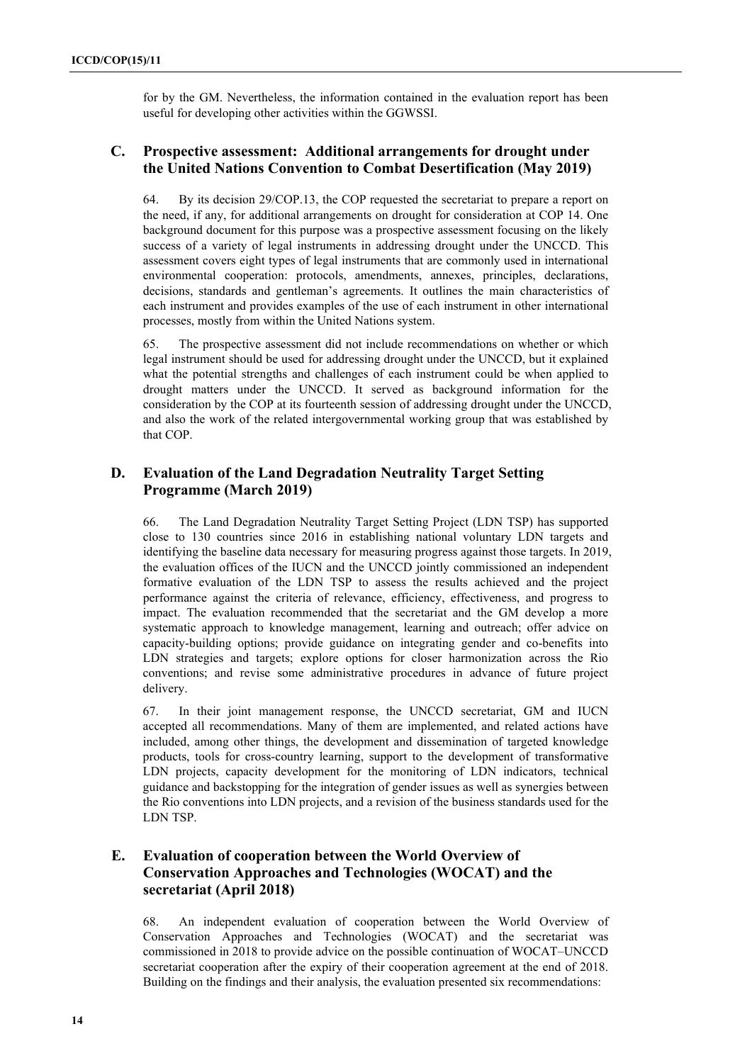for by the GM. Nevertheless, the information contained in the evaluation report has been useful for developing other activities within the GGWSSI.

## C. Prospective assessment: Additional arrangements for drought under the United Nations Convention to Combat Desertification (May 2019)

64. By its decision 29/COP.13, the COP requested the secretariat to prepare a report on the need, if any, for additional arrangements on drought for consideration at COP 14. One background document for this purpose was a prospective assessment focusing on the likely success of a variety of legal instruments in addressing drought under the UNCCD. This assessment covers eight types of legal instruments that are commonly used in international environmental cooperation: protocols, amendments, annexes, principles, declarations, decisions, standards and gentleman's agreements. It outlines the main characteristics of each instrument and provides examples of the use of each instrument in other international processes, mostly from within the United Nations system.

65. The prospective assessment did not include recommendations on whether or which legal instrument should be used for addressing drought under the UNCCD, but it explained what the potential strengths and challenges of each instrument could be when applied to drought matters under the UNCCD. It served as background information for the consideration by the COP at its fourteenth session of addressing drought under the UNCCD, and also the work of the related intergovernmental working group that was established by that COP.

## D. Evaluation of the Land Degradation Neutrality Target Setting Programme (March 2019)

66. The Land Degradation Neutrality Target Setting Project (LDN TSP) has supported close to 130 countries since 2016 in establishing national voluntary LDN targets and identifying the baseline data necessary for measuring progress against those targets. In 2019, the evaluation offices of the IUCN and the UNCCD jointly commissioned an independent formative evaluation of the LDN TSP to assess the results achieved and the project performance against the criteria of relevance, efficiency, effectiveness, and progress to impact. The evaluation recommended that the secretariat and the GM develop a more systematic approach to knowledge management, learning and outreach; offer advice on capacity-building options; provide guidance on integrating gender and co-benefits into LDN strategies and targets; explore options for closer harmonization across the Rio conventions; and revise some administrative procedures in advance of future project delivery.

67. In their joint management response, the UNCCD secretariat, GM and IUCN accepted all recommendations. Many of them are implemented, and related actions have included, among other things, the development and dissemination of targeted knowledge products, tools for cross-country learning, support to the development of transformative LDN projects, capacity development for the monitoring of LDN indicators, technical guidance and backstopping for the integration of gender issues as well as synergies between the Rio conventions into LDN projects, and a revision of the business standards used for the LDN TSP.

## E. Evaluation of cooperation between the World Overview of Conservation Approaches and Technologies (WOCAT) and the secretariat (April 2018)

68. An independent evaluation of cooperation between the World Overview of Conservation Approaches and Technologies (WOCAT) and the secretariat was commissioned in 2018 to provide advice on the possible continuation of WOCAT–UNCCD secretariat cooperation after the expiry of their cooperation agreement at the end of 2018. Building on the findings and their analysis, the evaluation presented six recommendations: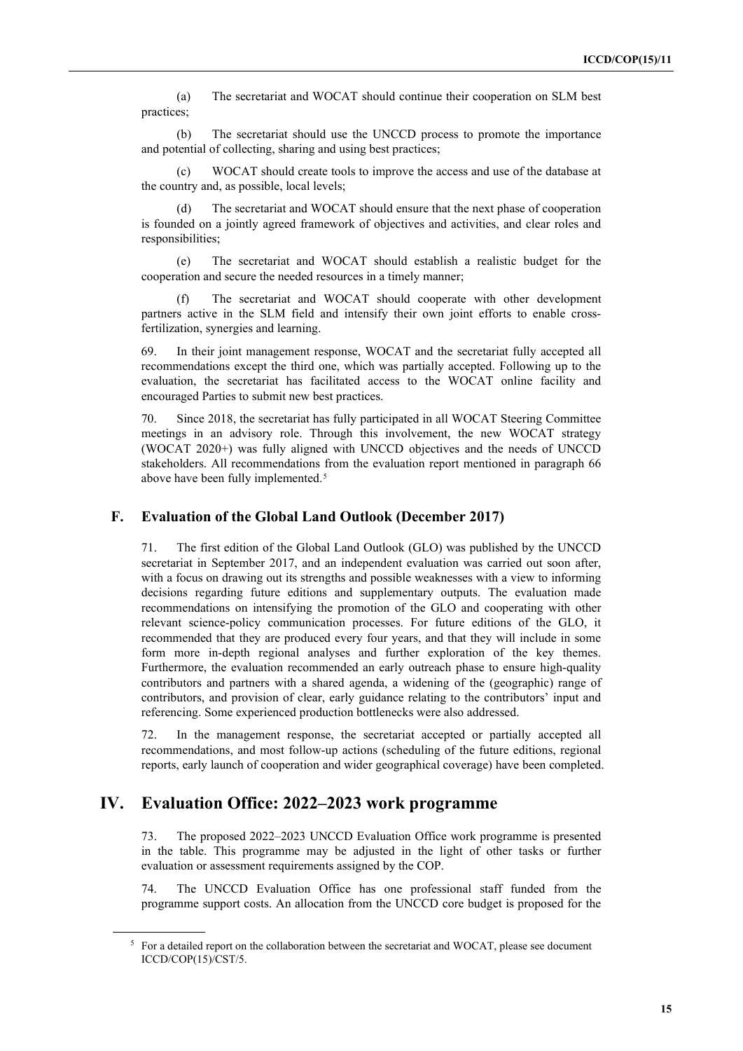(a) The secretariat and WOCAT should continue their cooperation on SLM best practices;

(b) The secretariat should use the UNCCD process to promote the importance and potential of collecting, sharing and using best practices;

(c) WOCAT should create tools to improve the access and use of the database at the country and, as possible, local levels;

(d) The secretariat and WOCAT should ensure that the next phase of cooperation is founded on a jointly agreed framework of objectives and activities, and clear roles and responsibilities;

(e) The secretariat and WOCAT should establish a realistic budget for the cooperation and secure the needed resources in a timely manner;

(f) The secretariat and WOCAT should cooperate with other development partners active in the SLM field and intensify their own joint efforts to enable cross-fertilization, synergies and learning.

69. In their joint management response, WOCAT and the secretariat fully accepted all recommendations except the third one, which was partially accepted. Following up to the evaluation, the secretariat has facilitated access to the WOCAT online facility and encouraged Parties to submit new best practices.

70. Since 2018, the secretariat has fully participated in all WOCAT Steering Committee meetings in an advisory role. Through this involvement, the new WOCAT strategy (WOCAT 2020+) was fully aligned with UNCCD objectives and the needs of UNCCD stakeholders. All recommendations from the evaluation report mentioned in paragraph 66 above have been fully implemented.[5]

### F. Evaluation of the Global Land Outlook (December 2017)

71. The first edition of the Global Land Outlook (GLO) was published by the UNCCD secretariat in September 2017, and an independent evaluation was carried out soon after, with a focus on drawing out its strengths and possible weaknesses with a view to informing decisions regarding future editions and supplementary outputs. The evaluation made recommendations on intensifying the promotion of the GLO and cooperating with other relevant science-policy communication processes. For future editions of the GLO, it recommended that they are produced every four years, and that they will include in some form more in-depth regional analyses and further exploration of the key themes. Furthermore, the evaluation recommended an early outreach phase to ensure high-quality contributors and partners with a shared agenda, a widening of the (geographic) range of contributors, and provision of clear, early guidance relating to the contributors' input and referencing. Some experienced production bottlenecks were also addressed.

72. In the management response, the secretariat accepted or partially accepted all recommendations, and most follow-up actions (scheduling of the future editions, regional reports, early launch of cooperation and wider geographical coverage) have been completed.

## IV. Evaluation Office: 2022–2023 work programme

73. The proposed 2022–2023 UNCCD Evaluation Office work programme is presented in the table. This programme may be adjusted in the light of other tasks or further evaluation or assessment requirements assigned by the COP.

74. The UNCCD Evaluation Office has one professional staff funded from the programme support costs. An allocation from the UNCCD core budget is proposed for the

---

[5] For a detailed report on the collaboration between the secretariat and WOCAT, please see document ICCD/COP(15)/CST/5.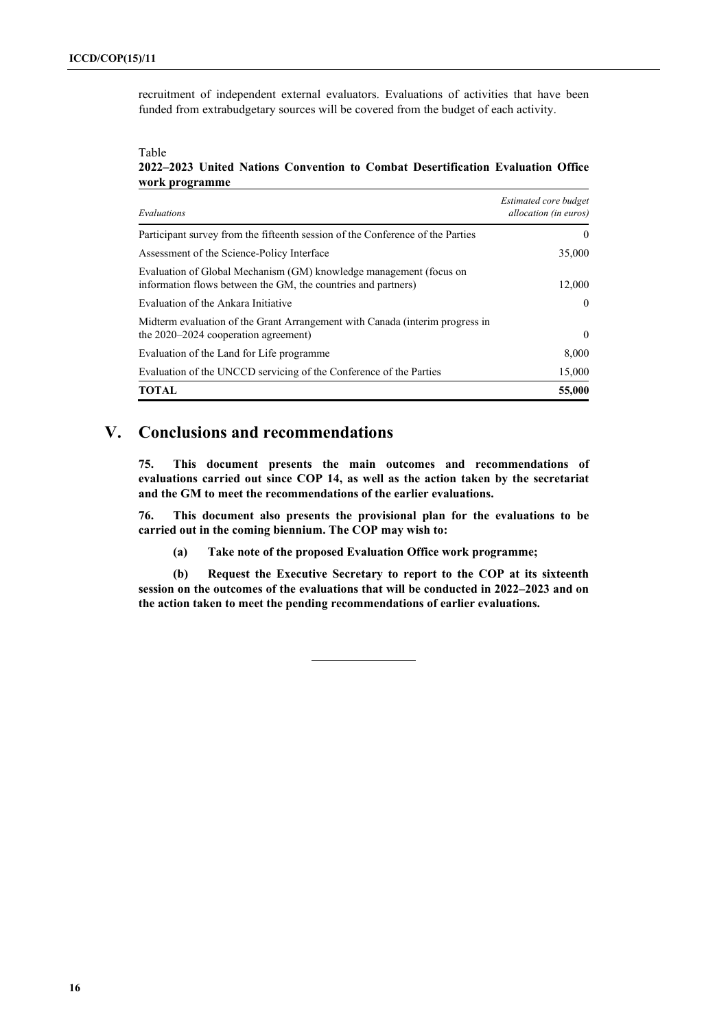recruitment of independent external evaluators. Evaluations of activities that have been funded from extrabudgetary sources will be covered from the budget of each activity.

Table
**2022–2023 United Nations Convention to Combat Desertification Evaluation Office work programme**

| *Evaluations* | *Estimated core budget allocation (in euros)* |
|---|---|
| Participant survey from the fifteenth session of the Conference of the Parties | 0 |
| Assessment of the Science-Policy Interface | 35,000 |
| Evaluation of Global Mechanism (GM) knowledge management (focus on information flows between the GM, the countries and partners) | 12,000 |
| Evaluation of the Ankara Initiative | 0 |
| Midterm evaluation of the Grant Arrangement with Canada (interim progress in the 2020–2024 cooperation agreement) | 0 |
| Evaluation of the Land for Life programme | 8,000 |
| Evaluation of the UNCCD servicing of the Conference of the Parties | 15,000 |
| **TOTAL** | **55,000** |

# V. Conclusions and recommendations

**75. This document presents the main outcomes and recommendations of evaluations carried out since COP 14, as well as the action taken by the secretariat and the GM to meet the recommendations of the earlier evaluations.**

**76. This document also presents the provisional plan for the evaluations to be carried out in the coming biennium. The COP may wish to:**

**(a) Take note of the proposed Evaluation Office work programme;**

**(b) Request the Executive Secretary to report to the COP at its sixteenth session on the outcomes of the evaluations that will be conducted in 2022–2023 and on the action taken to meet the pending recommendations of earlier evaluations.**